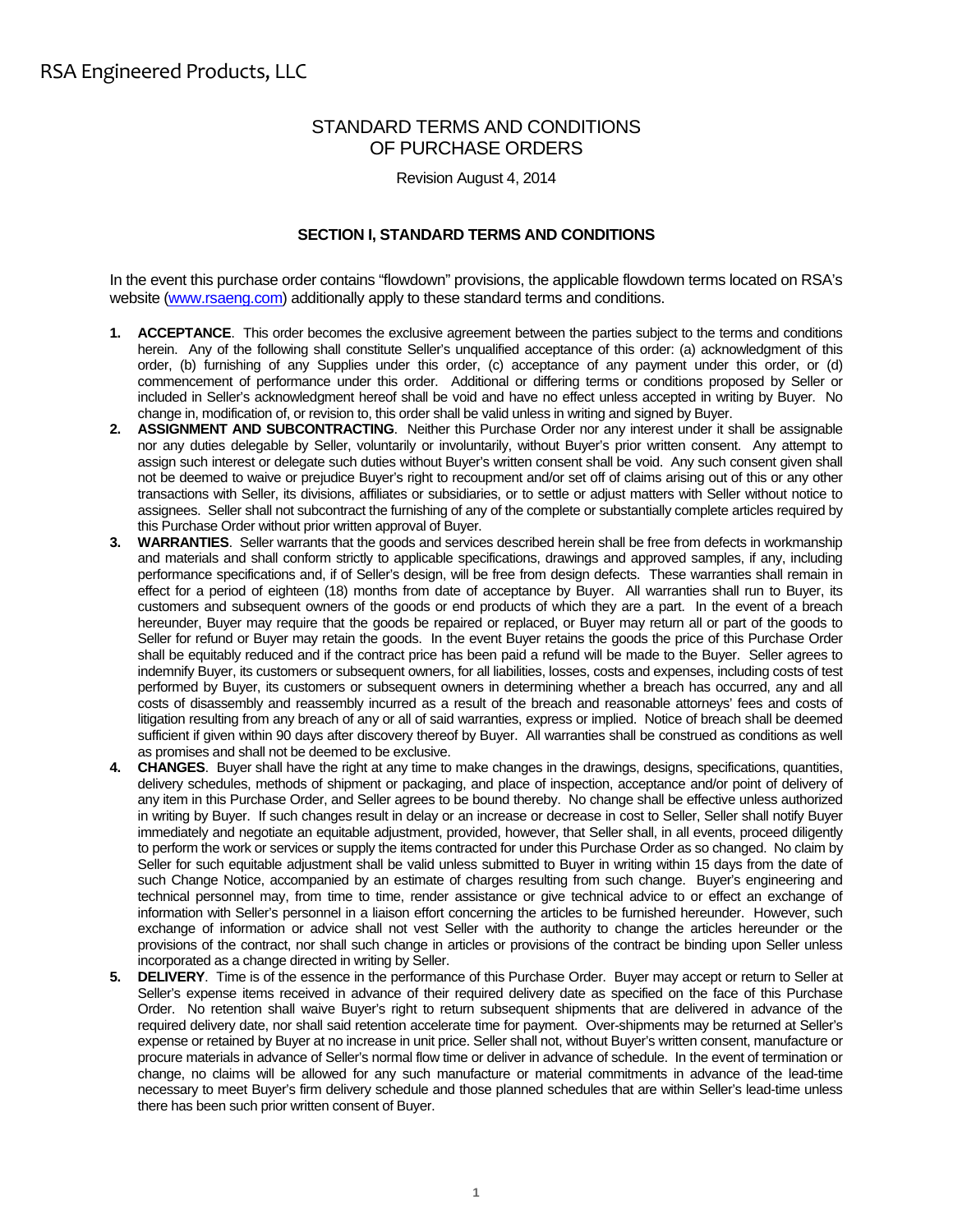RSA Engineered Products, LLC

# STANDARD TERMS AND CONDITIONS OF PURCHASE ORDERS

Revision August 4, 2014

## SECTION I, STANDARD TERMS AND CONDITIONS

In the event this purchase order contains "flowdown" provisions, the applicable flowdown terms located on RSA's website (www.rsaeng.com) additionally apply to these standard terms and conditions.

1. **ACCEPTANCE**. This order becomes the exclusive agreement between the parties subject to the terms and conditions herein. Any of the following shall constitute Seller's unqualified acceptance of this order: (a) acknowledgment of this order, (b) furnishing of any Supplies under this order, (c) acceptance of any payment under this order, or (d) commencement of performance under this order. Additional or differing terms or conditions proposed by Seller or included in Seller's acknowledgment hereof shall be void and have no effect unless accepted in writing by Buyer. No change in, modification of, or revision to, this order shall be valid unless in writing and signed by Buyer.
2. **ASSIGNMENT AND SUBCONTRACTING**. Neither this Purchase Order nor any interest under it shall be assignable nor any duties delegable by Seller, voluntarily or involuntarily, without Buyer's prior written consent. Any attempt to assign such interest or delegate such duties without Buyer's written consent shall be void. Any such consent given shall not be deemed to waive or prejudice Buyer's right to recoupment and/or set off of claims arising out of this or any other transactions with Seller, its divisions, affiliates or subsidiaries, or to settle or adjust matters with Seller without notice to assignees. Seller shall not subcontract the furnishing of any of the complete or substantially complete articles required by this Purchase Order without prior written approval of Buyer.
3. **WARRANTIES**. Seller warrants that the goods and services described herein shall be free from defects in workmanship and materials and shall conform strictly to applicable specifications, drawings and approved samples, if any, including performance specifications and, if of Seller's design, will be free from design defects. These warranties shall remain in effect for a period of eighteen (18) months from date of acceptance by Buyer. All warranties shall run to Buyer, its customers and subsequent owners of the goods or end products of which they are a part. In the event of a breach hereunder, Buyer may require that the goods be repaired or replaced, or Buyer may return all or part of the goods to Seller for refund or Buyer may retain the goods. In the event Buyer retains the goods the price of this Purchase Order shall be equitably reduced and if the contract price has been paid a refund will be made to the Buyer. Seller agrees to indemnify Buyer, its customers or subsequent owners, for all liabilities, losses, costs and expenses, including costs of test performed by Buyer, its customers or subsequent owners in determining whether a breach has occurred, any and all costs of disassembly and reassembly incurred as a result of the breach and reasonable attorneys' fees and costs of litigation resulting from any breach of any or all of said warranties, express or implied. Notice of breach shall be deemed sufficient if given within 90 days after discovery thereof by Buyer. All warranties shall be construed as conditions as well as promises and shall not be deemed to be exclusive.
4. **CHANGES**. Buyer shall have the right at any time to make changes in the drawings, designs, specifications, quantities, delivery schedules, methods of shipment or packaging, and place of inspection, acceptance and/or point of delivery of any item in this Purchase Order, and Seller agrees to be bound thereby. No change shall be effective unless authorized in writing by Buyer. If such changes result in delay or an increase or decrease in cost to Seller, Seller shall notify Buyer immediately and negotiate an equitable adjustment, provided, however, that Seller shall, in all events, proceed diligently to perform the work or services or supply the items contracted for under this Purchase Order as so changed. No claim by Seller for such equitable adjustment shall be valid unless submitted to Buyer in writing within 15 days from the date of such Change Notice, accompanied by an estimate of charges resulting from such change. Buyer's engineering and technical personnel may, from time to time, render assistance or give technical advice to or effect an exchange of information with Seller's personnel in a liaison effort concerning the articles to be furnished hereunder. However, such exchange of information or advice shall not vest Seller with the authority to change the articles hereunder or the provisions of the contract, nor shall such change in articles or provisions of the contract be binding upon Seller unless incorporated as a change directed in writing by Seller.
5. **DELIVERY**. Time is of the essence in the performance of this Purchase Order. Buyer may accept or return to Seller at Seller's expense items received in advance of their required delivery date as specified on the face of this Purchase Order. No retention shall waive Buyer's right to return subsequent shipments that are delivered in advance of the required delivery date, nor shall said retention accelerate time for payment. Over-shipments may be returned at Seller's expense or retained by Buyer at no increase in unit price. Seller shall not, without Buyer's written consent, manufacture or procure materials in advance of Seller's normal flow time or deliver in advance of schedule. In the event of termination or change, no claims will be allowed for any such manufacture or material commitments in advance of the lead-time necessary to meet Buyer's firm delivery schedule and those planned schedules that are within Seller's lead-time unless there has been such prior written consent of Buyer.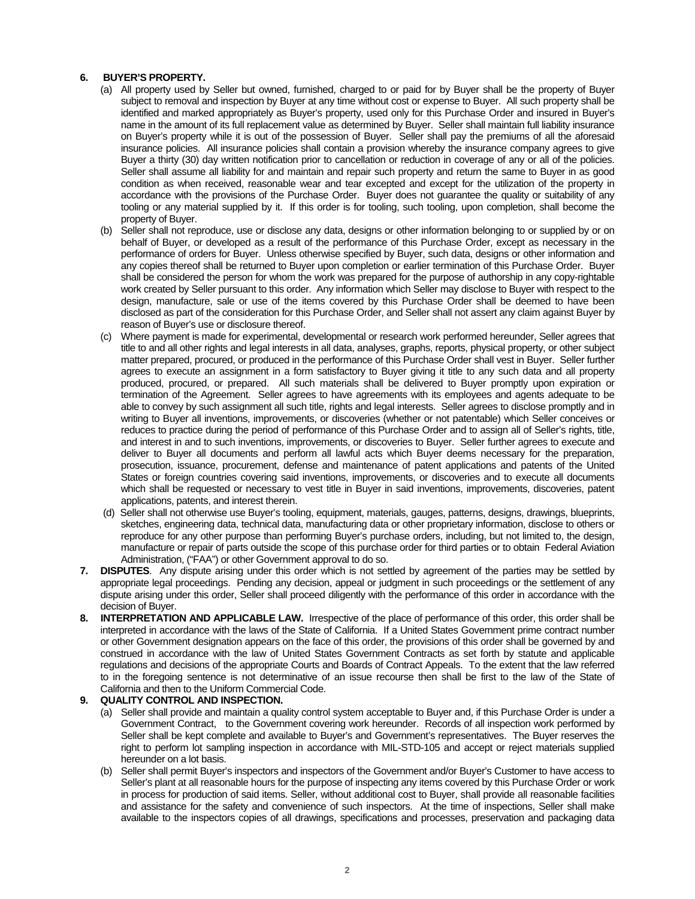**6. BUYER'S PROPERTY.**

(a) All property used by Seller but owned, furnished, charged to or paid for by Buyer shall be the property of Buyer subject to removal and inspection by Buyer at any time without cost or expense to Buyer. All such property shall be identified and marked appropriately as Buyer's property, used only for this Purchase Order and insured in Buyer's name in the amount of its full replacement value as determined by Buyer. Seller shall maintain full liability insurance on Buyer's property while it is out of the possession of Buyer. Seller shall pay the premiums of all the aforesaid insurance policies. All insurance policies shall contain a provision whereby the insurance company agrees to give Buyer a thirty (30) day written notification prior to cancellation or reduction in coverage of any or all of the policies. Seller shall assume all liability for and maintain and repair such property and return the same to Buyer in as good condition as when received, reasonable wear and tear excepted and except for the utilization of the property in accordance with the provisions of the Purchase Order. Buyer does not guarantee the quality or suitability of any tooling or any material supplied by it. If this order is for tooling, such tooling, upon completion, shall become the property of Buyer.

(b) Seller shall not reproduce, use or disclose any data, designs or other information belonging to or supplied by or on behalf of Buyer, or developed as a result of the performance of this Purchase Order, except as necessary in the performance of orders for Buyer. Unless otherwise specified by Buyer, such data, designs or other information and any copies thereof shall be returned to Buyer upon completion or earlier termination of this Purchase Order. Buyer shall be considered the person for whom the work was prepared for the purpose of authorship in any copy-rightable work created by Seller pursuant to this order. Any information which Seller may disclose to Buyer with respect to the design, manufacture, sale or use of the items covered by this Purchase Order shall be deemed to have been disclosed as part of the consideration for this Purchase Order, and Seller shall not assert any claim against Buyer by reason of Buyer's use or disclosure thereof.

(c) Where payment is made for experimental, developmental or research work performed hereunder, Seller agrees that title to and all other rights and legal interests in all data, analyses, graphs, reports, physical property, or other subject matter prepared, procured, or produced in the performance of this Purchase Order shall vest in Buyer. Seller further agrees to execute an assignment in a form satisfactory to Buyer giving it title to any such data and all property produced, procured, or prepared. All such materials shall be delivered to Buyer promptly upon expiration or termination of the Agreement. Seller agrees to have agreements with its employees and agents adequate to be able to convey by such assignment all such title, rights and legal interests. Seller agrees to disclose promptly and in writing to Buyer all inventions, improvements, or discoveries (whether or not patentable) which Seller conceives or reduces to practice during the period of performance of this Purchase Order and to assign all of Seller's rights, title, and interest in and to such inventions, improvements, or discoveries to Buyer. Seller further agrees to execute and deliver to Buyer all documents and perform all lawful acts which Buyer deems necessary for the preparation, prosecution, issuance, procurement, defense and maintenance of patent applications and patents of the United States or foreign countries covering said inventions, improvements, or discoveries and to execute all documents which shall be requested or necessary to vest title in Buyer in said inventions, improvements, discoveries, patent applications, patents, and interest therein.

(d) Seller shall not otherwise use Buyer's tooling, equipment, materials, gauges, patterns, designs, drawings, blueprints, sketches, engineering data, technical data, manufacturing data or other proprietary information, disclose to others or reproduce for any other purpose than performing Buyer's purchase orders, including, but not limited to, the design, manufacture or repair of parts outside the scope of this purchase order for third parties or to obtain Federal Aviation Administration, ("FAA") or other Government approval to do so.

**7. DISPUTES**. Any dispute arising under this order which is not settled by agreement of the parties may be settled by appropriate legal proceedings. Pending any decision, appeal or judgment in such proceedings or the settlement of any dispute arising under this order, Seller shall proceed diligently with the performance of this order in accordance with the decision of Buyer.

**8. INTERPRETATION AND APPLICABLE LAW.** Irrespective of the place of performance of this order, this order shall be interpreted in accordance with the laws of the State of California. If a United States Government prime contract number or other Government designation appears on the face of this order, the provisions of this order shall be governed by and construed in accordance with the law of United States Government Contracts as set forth by statute and applicable regulations and decisions of the appropriate Courts and Boards of Contract Appeals. To the extent that the law referred to in the foregoing sentence is not determinative of an issue recourse then shall be first to the law of the State of California and then to the Uniform Commercial Code.

**9. QUALITY CONTROL AND INSPECTION.**

(a) Seller shall provide and maintain a quality control system acceptable to Buyer and, if this Purchase Order is under a Government Contract, to the Government covering work hereunder. Records of all inspection work performed by Seller shall be kept complete and available to Buyer's and Government's representatives. The Buyer reserves the right to perform lot sampling inspection in accordance with MIL-STD-105 and accept or reject materials supplied hereunder on a lot basis.

(b) Seller shall permit Buyer's inspectors and inspectors of the Government and/or Buyer's Customer to have access to Seller's plant at all reasonable hours for the purpose of inspecting any items covered by this Purchase Order or work in process for production of said items. Seller, without additional cost to Buyer, shall provide all reasonable facilities and assistance for the safety and convenience of such inspectors. At the time of inspections, Seller shall make available to the inspectors copies of all drawings, specifications and processes, preservation and packaging data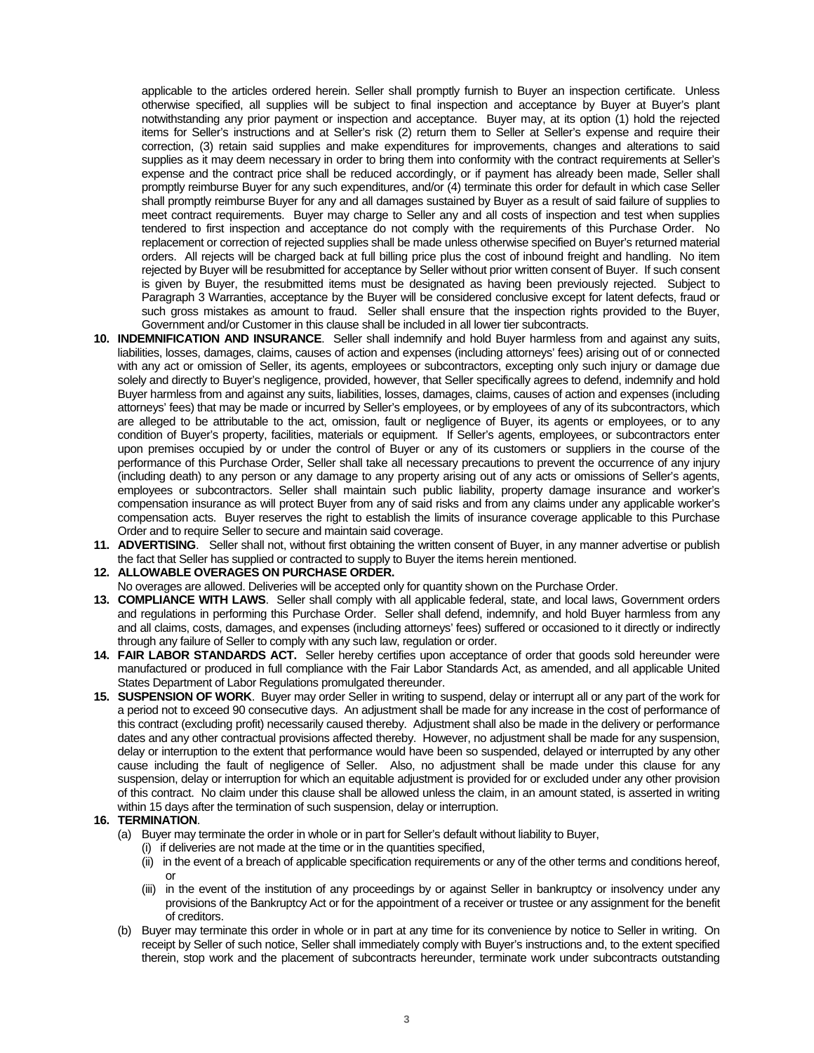applicable to the articles ordered herein. Seller shall promptly furnish to Buyer an inspection certificate. Unless otherwise specified, all supplies will be subject to final inspection and acceptance by Buyer at Buyer's plant notwithstanding any prior payment or inspection and acceptance. Buyer may, at its option (1) hold the rejected items for Seller's instructions and at Seller's risk (2) return them to Seller at Seller's expense and require their correction, (3) retain said supplies and make expenditures for improvements, changes and alterations to said supplies as it may deem necessary in order to bring them into conformity with the contract requirements at Seller's expense and the contract price shall be reduced accordingly, or if payment has already been made, Seller shall promptly reimburse Buyer for any such expenditures, and/or (4) terminate this order for default in which case Seller shall promptly reimburse Buyer for any and all damages sustained by Buyer as a result of said failure of supplies to meet contract requirements. Buyer may charge to Seller any and all costs of inspection and test when supplies tendered to first inspection and acceptance do not comply with the requirements of this Purchase Order. No replacement or correction of rejected supplies shall be made unless otherwise specified on Buyer's returned material orders. All rejects will be charged back at full billing price plus the cost of inbound freight and handling. No item rejected by Buyer will be resubmitted for acceptance by Seller without prior written consent of Buyer. If such consent is given by Buyer, the resubmitted items must be designated as having been previously rejected. Subject to Paragraph 3 Warranties, acceptance by the Buyer will be considered conclusive except for latent defects, fraud or such gross mistakes as amount to fraud. Seller shall ensure that the inspection rights provided to the Buyer, Government and/or Customer in this clause shall be included in all lower tier subcontracts.

10. **INDEMNIFICATION AND INSURANCE**. Seller shall indemnify and hold Buyer harmless from and against any suits, liabilities, losses, damages, claims, causes of action and expenses (including attorneys' fees) arising out of or connected with any act or omission of Seller, its agents, employees or subcontractors, excepting only such injury or damage due solely and directly to Buyer's negligence, provided, however, that Seller specifically agrees to defend, indemnify and hold Buyer harmless from and against any suits, liabilities, losses, damages, claims, causes of action and expenses (including attorneys' fees) that may be made or incurred by Seller's employees, or by employees of any of its subcontractors, which are alleged to be attributable to the act, omission, fault or negligence of Buyer, its agents or employees, or to any condition of Buyer's property, facilities, materials or equipment. If Seller's agents, employees, or subcontractors enter upon premises occupied by or under the control of Buyer or any of its customers or suppliers in the course of the performance of this Purchase Order, Seller shall take all necessary precautions to prevent the occurrence of any injury (including death) to any person or any damage to any property arising out of any acts or omissions of Seller's agents, employees or subcontractors. Seller shall maintain such public liability, property damage insurance and worker's compensation insurance as will protect Buyer from any of said risks and from any claims under any applicable worker's compensation acts. Buyer reserves the right to establish the limits of insurance coverage applicable to this Purchase Order and to require Seller to secure and maintain said coverage.

11. **ADVERTISING**. Seller shall not, without first obtaining the written consent of Buyer, in any manner advertise or publish the fact that Seller has supplied or contracted to supply to Buyer the items herein mentioned.

12. **ALLOWABLE OVERAGES ON PURCHASE ORDER.**
No overages are allowed. Deliveries will be accepted only for quantity shown on the Purchase Order.

13. **COMPLIANCE WITH LAWS**. Seller shall comply with all applicable federal, state, and local laws, Government orders and regulations in performing this Purchase Order. Seller shall defend, indemnify, and hold Buyer harmless from any and all claims, costs, damages, and expenses (including attorneys' fees) suffered or occasioned to it directly or indirectly through any failure of Seller to comply with any such law, regulation or order.

14. **FAIR LABOR STANDARDS ACT.** Seller hereby certifies upon acceptance of order that goods sold hereunder were manufactured or produced in full compliance with the Fair Labor Standards Act, as amended, and all applicable United States Department of Labor Regulations promulgated thereunder.

15. **SUSPENSION OF WORK**. Buyer may order Seller in writing to suspend, delay or interrupt all or any part of the work for a period not to exceed 90 consecutive days. An adjustment shall be made for any increase in the cost of performance of this contract (excluding profit) necessarily caused thereby. Adjustment shall also be made in the delivery or performance dates and any other contractual provisions affected thereby. However, no adjustment shall be made for any suspension, delay or interruption to the extent that performance would have been so suspended, delayed or interrupted by any other cause including the fault of negligence of Seller. Also, no adjustment shall be made under this clause for any suspension, delay or interruption for which an equitable adjustment is provided for or excluded under any other provision of this contract. No claim under this clause shall be allowed unless the claim, in an amount stated, is asserted in writing within 15 days after the termination of such suspension, delay or interruption.

16. **TERMINATION**.
    (a) Buyer may terminate the order in whole or in part for Seller's default without liability to Buyer,
        (i) if deliveries are not made at the time or in the quantities specified,
        (ii) in the event of a breach of applicable specification requirements or any of the other terms and conditions hereof, or
        (iii) in the event of the institution of any proceedings by or against Seller in bankruptcy or insolvency under any provisions of the Bankruptcy Act or for the appointment of a receiver or trustee or any assignment for the benefit of creditors.
    (b) Buyer may terminate this order in whole or in part at any time for its convenience by notice to Seller in writing. On receipt by Seller of such notice, Seller shall immediately comply with Buyer's instructions and, to the extent specified therein, stop work and the placement of subcontracts hereunder, terminate work under subcontracts outstanding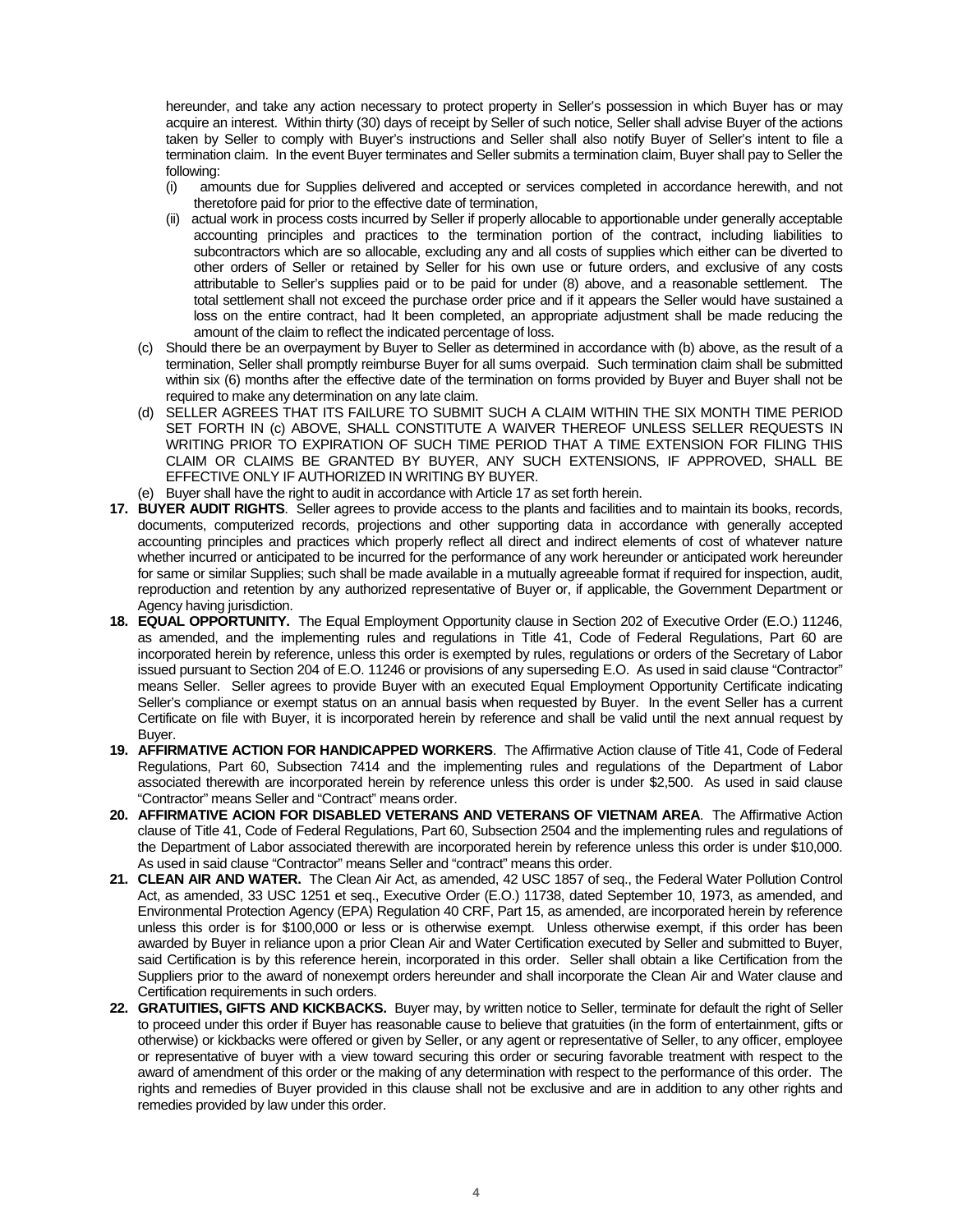hereunder, and take any action necessary to protect property in Seller's possession in which Buyer has or may acquire an interest. Within thirty (30) days of receipt by Seller of such notice, Seller shall advise Buyer of the actions taken by Seller to comply with Buyer's instructions and Seller shall also notify Buyer of Seller's intent to file a termination claim. In the event Buyer terminates and Seller submits a termination claim, Buyer shall pay to Seller the following:

(i) amounts due for Supplies delivered and accepted or services completed in accordance herewith, and not theretofore paid for prior to the effective date of termination,

(ii) actual work in process costs incurred by Seller if properly allocable to apportionable under generally acceptable accounting principles and practices to the termination portion of the contract, including liabilities to subcontractors which are so allocable, excluding any and all costs of supplies which either can be diverted to other orders of Seller or retained by Seller for his own use or future orders, and exclusive of any costs attributable to Seller's supplies paid or to be paid for under (8) above, and a reasonable settlement. The total settlement shall not exceed the purchase order price and if it appears the Seller would have sustained a loss on the entire contract, had It been completed, an appropriate adjustment shall be made reducing the amount of the claim to reflect the indicated percentage of loss.

(c) Should there be an overpayment by Buyer to Seller as determined in accordance with (b) above, as the result of a termination, Seller shall promptly reimburse Buyer for all sums overpaid. Such termination claim shall be submitted within six (6) months after the effective date of the termination on forms provided by Buyer and Buyer shall not be required to make any determination on any late claim.

(d) SELLER AGREES THAT ITS FAILURE TO SUBMIT SUCH A CLAIM WITHIN THE SIX MONTH TIME PERIOD SET FORTH IN (c) ABOVE, SHALL CONSTITUTE A WAIVER THEREOF UNLESS SELLER REQUESTS IN WRITING PRIOR TO EXPIRATION OF SUCH TIME PERIOD THAT A TIME EXTENSION FOR FILING THIS CLAIM OR CLAIMS BE GRANTED BY BUYER, ANY SUCH EXTENSIONS, IF APPROVED, SHALL BE EFFECTIVE ONLY IF AUTHORIZED IN WRITING BY BUYER.

(e) Buyer shall have the right to audit in accordance with Article 17 as set forth herein.

**17. BUYER AUDIT RIGHTS**. Seller agrees to provide access to the plants and facilities and to maintain its books, records, documents, computerized records, projections and other supporting data in accordance with generally accepted accounting principles and practices which properly reflect all direct and indirect elements of cost of whatever nature whether incurred or anticipated to be incurred for the performance of any work hereunder or anticipated work hereunder for same or similar Supplies; such shall be made available in a mutually agreeable format if required for inspection, audit, reproduction and retention by any authorized representative of Buyer or, if applicable, the Government Department or Agency having jurisdiction.

**18. EQUAL OPPORTUNITY.** The Equal Employment Opportunity clause in Section 202 of Executive Order (E.O.) 11246, as amended, and the implementing rules and regulations in Title 41, Code of Federal Regulations, Part 60 are incorporated herein by reference, unless this order is exempted by rules, regulations or orders of the Secretary of Labor issued pursuant to Section 204 of E.O. 11246 or provisions of any superseding E.O. As used in said clause "Contractor" means Seller. Seller agrees to provide Buyer with an executed Equal Employment Opportunity Certificate indicating Seller's compliance or exempt status on an annual basis when requested by Buyer. In the event Seller has a current Certificate on file with Buyer, it is incorporated herein by reference and shall be valid until the next annual request by Buyer.

**19. AFFIRMATIVE ACTION FOR HANDICAPPED WORKERS**. The Affirmative Action clause of Title 41, Code of Federal Regulations, Part 60, Subsection 7414 and the implementing rules and regulations of the Department of Labor associated therewith are incorporated herein by reference unless this order is under $2,500. As used in said clause "Contractor" means Seller and "Contract" means order.

**20. AFFIRMATIVE ACION FOR DISABLED VETERANS AND VETERANS OF VIETNAM AREA**. The Affirmative Action clause of Title 41, Code of Federal Regulations, Part 60, Subsection 2504 and the implementing rules and regulations of the Department of Labor associated therewith are incorporated herein by reference unless this order is under $10,000. As used in said clause "Contractor" means Seller and "contract" means this order.

**21. CLEAN AIR AND WATER.** The Clean Air Act, as amended, 42 USC 1857 of seq., the Federal Water Pollution Control Act, as amended, 33 USC 1251 et seq., Executive Order (E.O.) 11738, dated September 10, 1973, as amended, and Environmental Protection Agency (EPA) Regulation 40 CRF, Part 15, as amended, are incorporated herein by reference unless this order is for $100,000 or less or is otherwise exempt. Unless otherwise exempt, if this order has been awarded by Buyer in reliance upon a prior Clean Air and Water Certification executed by Seller and submitted to Buyer, said Certification is by this reference herein, incorporated in this order. Seller shall obtain a like Certification from the Suppliers prior to the award of nonexempt orders hereunder and shall incorporate the Clean Air and Water clause and Certification requirements in such orders.

**22. GRATUITIES, GIFTS AND KICKBACKS.** Buyer may, by written notice to Seller, terminate for default the right of Seller to proceed under this order if Buyer has reasonable cause to believe that gratuities (in the form of entertainment, gifts or otherwise) or kickbacks were offered or given by Seller, or any agent or representative of Seller, to any officer, employee or representative of buyer with a view toward securing this order or securing favorable treatment with respect to the award of amendment of this order or the making of any determination with respect to the performance of this order. The rights and remedies of Buyer provided in this clause shall not be exclusive and are in addition to any other rights and remedies provided by law under this order.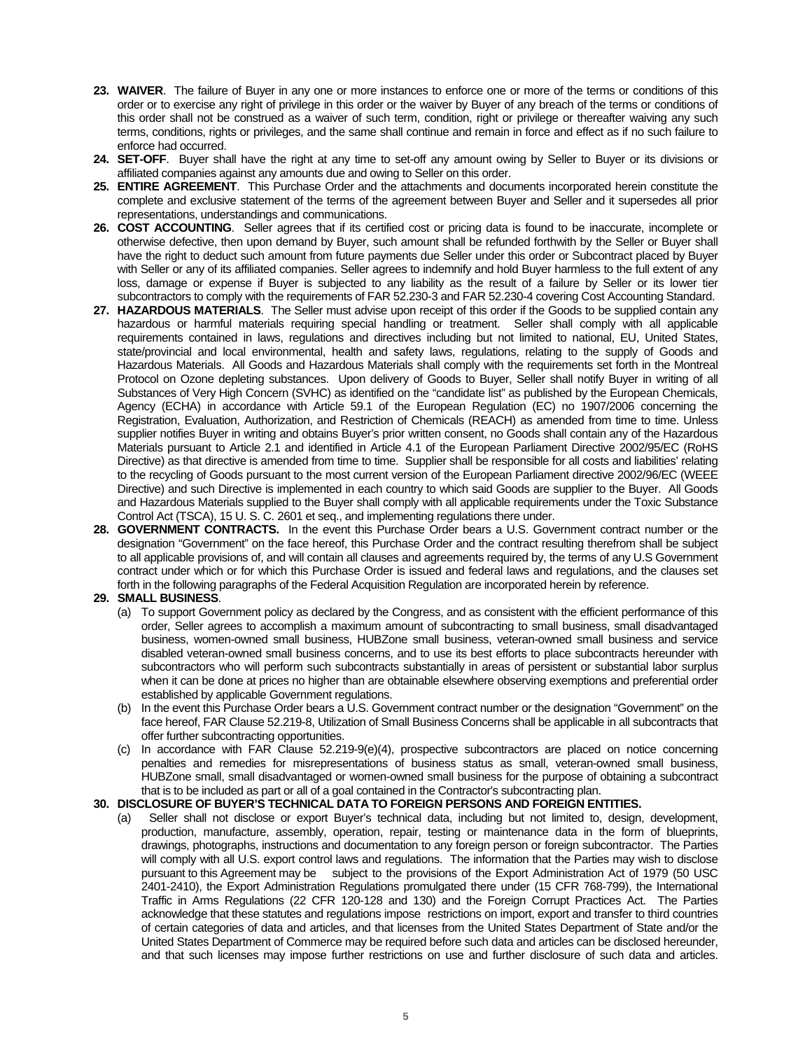23. **WAIVER**. The failure of Buyer in any one or more instances to enforce one or more of the terms or conditions of this order or to exercise any right of privilege in this order or the waiver by Buyer of any breach of the terms or conditions of this order shall not be construed as a waiver of such term, condition, right or privilege or thereafter waiving any such terms, conditions, rights or privileges, and the same shall continue and remain in force and effect as if no such failure to enforce had occurred.
24. **SET-OFF**. Buyer shall have the right at any time to set-off any amount owing by Seller to Buyer or its divisions or affiliated companies against any amounts due and owing to Seller on this order.
25. **ENTIRE AGREEMENT**. This Purchase Order and the attachments and documents incorporated herein constitute the complete and exclusive statement of the terms of the agreement between Buyer and Seller and it supersedes all prior representations, understandings and communications.
26. **COST ACCOUNTING**. Seller agrees that if its certified cost or pricing data is found to be inaccurate, incomplete or otherwise defective, then upon demand by Buyer, such amount shall be refunded forthwith by the Seller or Buyer shall have the right to deduct such amount from future payments due Seller under this order or Subcontract placed by Buyer with Seller or any of its affiliated companies. Seller agrees to indemnify and hold Buyer harmless to the full extent of any loss, damage or expense if Buyer is subjected to any liability as the result of a failure by Seller or its lower tier subcontractors to comply with the requirements of FAR 52.230-3 and FAR 52.230-4 covering Cost Accounting Standard.
27. **HAZARDOUS MATERIALS**. The Seller must advise upon receipt of this order if the Goods to be supplied contain any hazardous or harmful materials requiring special handling or treatment. Seller shall comply with all applicable requirements contained in laws, regulations and directives including but not limited to national, EU, United States, state/provincial and local environmental, health and safety laws, regulations, relating to the supply of Goods and Hazardous Materials. All Goods and Hazardous Materials shall comply with the requirements set forth in the Montreal Protocol on Ozone depleting substances. Upon delivery of Goods to Buyer, Seller shall notify Buyer in writing of all Substances of Very High Concern (SVHC) as identified on the "candidate list" as published by the European Chemicals, Agency (ECHA) in accordance with Article 59.1 of the European Regulation (EC) no 1907/2006 concerning the Registration, Evaluation, Authorization, and Restriction of Chemicals (REACH) as amended from time to time. Unless supplier notifies Buyer in writing and obtains Buyer's prior written consent, no Goods shall contain any of the Hazardous Materials pursuant to Article 2.1 and identified in Article 4.1 of the European Parliament Directive 2002/95/EC (RoHS Directive) as that directive is amended from time to time. Supplier shall be responsible for all costs and liabilities' relating to the recycling of Goods pursuant to the most current version of the European Parliament directive 2002/96/EC (WEEE Directive) and such Directive is implemented in each country to which said Goods are supplier to the Buyer. All Goods and Hazardous Materials supplied to the Buyer shall comply with all applicable requirements under the Toxic Substance Control Act (TSCA), 15 U. S. C. 2601 et seq., and implementing regulations there under.
28. **GOVERNMENT CONTRACTS.** In the event this Purchase Order bears a U.S. Government contract number or the designation "Government" on the face hereof, this Purchase Order and the contract resulting therefrom shall be subject to all applicable provisions of, and will contain all clauses and agreements required by, the terms of any U.S Government contract under which or for which this Purchase Order is issued and federal laws and regulations, and the clauses set forth in the following paragraphs of the Federal Acquisition Regulation are incorporated herein by reference.
29. **SMALL BUSINESS**.
    (a) To support Government policy as declared by the Congress, and as consistent with the efficient performance of this order, Seller agrees to accomplish a maximum amount of subcontracting to small business, small disadvantaged business, women-owned small business, HUBZone small business, veteran-owned small business and service disabled veteran-owned small business concerns, and to use its best efforts to place subcontracts hereunder with subcontractors who will perform such subcontracts substantially in areas of persistent or substantial labor surplus when it can be done at prices no higher than are obtainable elsewhere observing exemptions and preferential order established by applicable Government regulations.
    (b) In the event this Purchase Order bears a U.S. Government contract number or the designation "Government" on the face hereof, FAR Clause 52.219-8, Utilization of Small Business Concerns shall be applicable in all subcontracts that offer further subcontracting opportunities.
    (c) In accordance with FAR Clause 52.219-9(e)(4), prospective subcontractors are placed on notice concerning penalties and remedies for misrepresentations of business status as small, veteran-owned small business, HUBZone small, small disadvantaged or women-owned small business for the purpose of obtaining a subcontract that is to be included as part or all of a goal contained in the Contractor's subcontracting plan.
30. **DISCLOSURE OF BUYER'S TECHNICAL DATA TO FOREIGN PERSONS AND FOREIGN ENTITIES.**
    (a) Seller shall not disclose or export Buyer's technical data, including but not limited to, design, development, production, manufacture, assembly, operation, repair, testing or maintenance data in the form of blueprints, drawings, photographs, instructions and documentation to any foreign person or foreign subcontractor. The Parties will comply with all U.S. export control laws and regulations. The information that the Parties may wish to disclose pursuant to this Agreement may be subject to the provisions of the Export Administration Act of 1979 (50 USC 2401-2410), the Export Administration Regulations promulgated there under (15 CFR 768-799), the International Traffic in Arms Regulations (22 CFR 120-128 and 130) and the Foreign Corrupt Practices Act. The Parties acknowledge that these statutes and regulations impose restrictions on import, export and transfer to third countries of certain categories of data and articles, and that licenses from the United States Department of State and/or the United States Department of Commerce may be required before such data and articles can be disclosed hereunder, and that such licenses may impose further restrictions on use and further disclosure of such data and articles.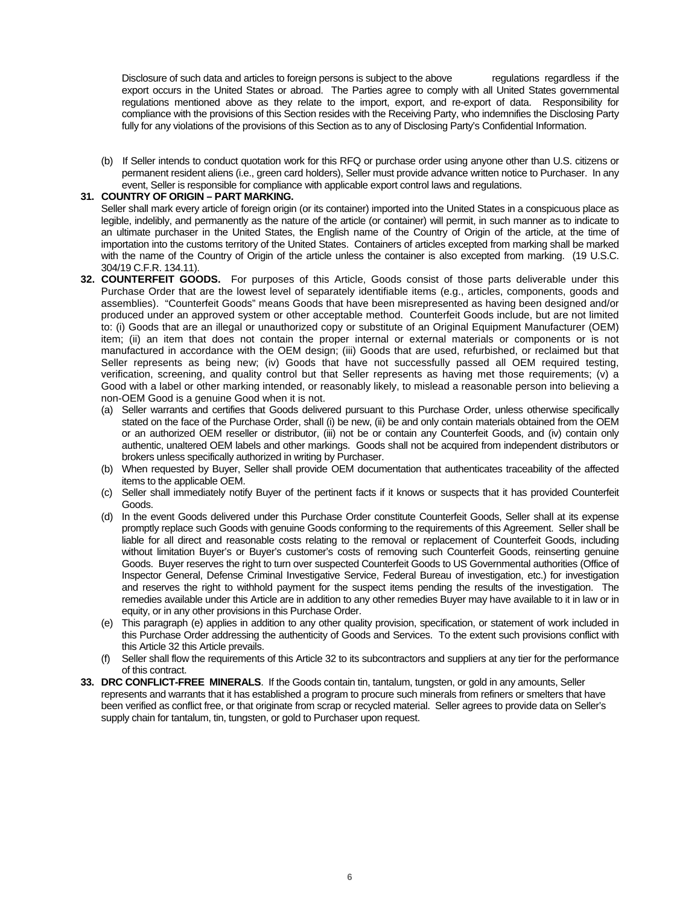Disclosure of such data and articles to foreign persons is subject to the above regulations regardless if the export occurs in the United States or abroad. The Parties agree to comply with all United States governmental regulations mentioned above as they relate to the import, export, and re-export of data. Responsibility for compliance with the provisions of this Section resides with the Receiving Party, who indemnifies the Disclosing Party fully for any violations of the provisions of this Section as to any of Disclosing Party's Confidential Information.

(b) If Seller intends to conduct quotation work for this RFQ or purchase order using anyone other than U.S. citizens or permanent resident aliens (i.e., green card holders), Seller must provide advance written notice to Purchaser. In any event, Seller is responsible for compliance with applicable export control laws and regulations.

**31. COUNTRY OF ORIGIN – PART MARKING.**
Seller shall mark every article of foreign origin (or its container) imported into the United States in a conspicuous place as legible, indelibly, and permanently as the nature of the article (or container) will permit, in such manner as to indicate to an ultimate purchaser in the United States, the English name of the Country of Origin of the article, at the time of importation into the customs territory of the United States. Containers of articles excepted from marking shall be marked with the name of the Country of Origin of the article unless the container is also excepted from marking. (19 U.S.C. 304/19 C.F.R. 134.11).

**32. COUNTERFEIT GOODS.** For purposes of this Article, Goods consist of those parts deliverable under this Purchase Order that are the lowest level of separately identifiable items (e.g., articles, components, goods and assemblies). "Counterfeit Goods" means Goods that have been misrepresented as having been designed and/or produced under an approved system or other acceptable method. Counterfeit Goods include, but are not limited to: (i) Goods that are an illegal or unauthorized copy or substitute of an Original Equipment Manufacturer (OEM) item; (ii) an item that does not contain the proper internal or external materials or components or is not manufactured in accordance with the OEM design; (iii) Goods that are used, refurbished, or reclaimed but that Seller represents as being new; (iv) Goods that have not successfully passed all OEM required testing, verification, screening, and quality control but that Seller represents as having met those requirements; (v) a Good with a label or other marking intended, or reasonably likely, to mislead a reasonable person into believing a non-OEM Good is a genuine Good when it is not.

(a) Seller warrants and certifies that Goods delivered pursuant to this Purchase Order, unless otherwise specifically stated on the face of the Purchase Order, shall (i) be new, (ii) be and only contain materials obtained from the OEM or an authorized OEM reseller or distributor, (iii) not be or contain any Counterfeit Goods, and (iv) contain only authentic, unaltered OEM labels and other markings. Goods shall not be acquired from independent distributors or brokers unless specifically authorized in writing by Purchaser.

(b) When requested by Buyer, Seller shall provide OEM documentation that authenticates traceability of the affected items to the applicable OEM.

(c) Seller shall immediately notify Buyer of the pertinent facts if it knows or suspects that it has provided Counterfeit Goods.

(d) In the event Goods delivered under this Purchase Order constitute Counterfeit Goods, Seller shall at its expense promptly replace such Goods with genuine Goods conforming to the requirements of this Agreement. Seller shall be liable for all direct and reasonable costs relating to the removal or replacement of Counterfeit Goods, including without limitation Buyer's or Buyer's customer's costs of removing such Counterfeit Goods, reinserting genuine Goods. Buyer reserves the right to turn over suspected Counterfeit Goods to US Governmental authorities (Office of Inspector General, Defense Criminal Investigative Service, Federal Bureau of investigation, etc.) for investigation and reserves the right to withhold payment for the suspect items pending the results of the investigation. The remedies available under this Article are in addition to any other remedies Buyer may have available to it in law or in equity, or in any other provisions in this Purchase Order.

(e) This paragraph (e) applies in addition to any other quality provision, specification, or statement of work included in this Purchase Order addressing the authenticity of Goods and Services. To the extent such provisions conflict with this Article 32 this Article prevails.

(f) Seller shall flow the requirements of this Article 32 to its subcontractors and suppliers at any tier for the performance of this contract.

**33. DRC CONFLICT-FREE MINERALS**. If the Goods contain tin, tantalum, tungsten, or gold in any amounts, Seller represents and warrants that it has established a program to procure such minerals from refiners or smelters that have been verified as conflict free, or that originate from scrap or recycled material. Seller agrees to provide data on Seller's supply chain for tantalum, tin, tungsten, or gold to Purchaser upon request.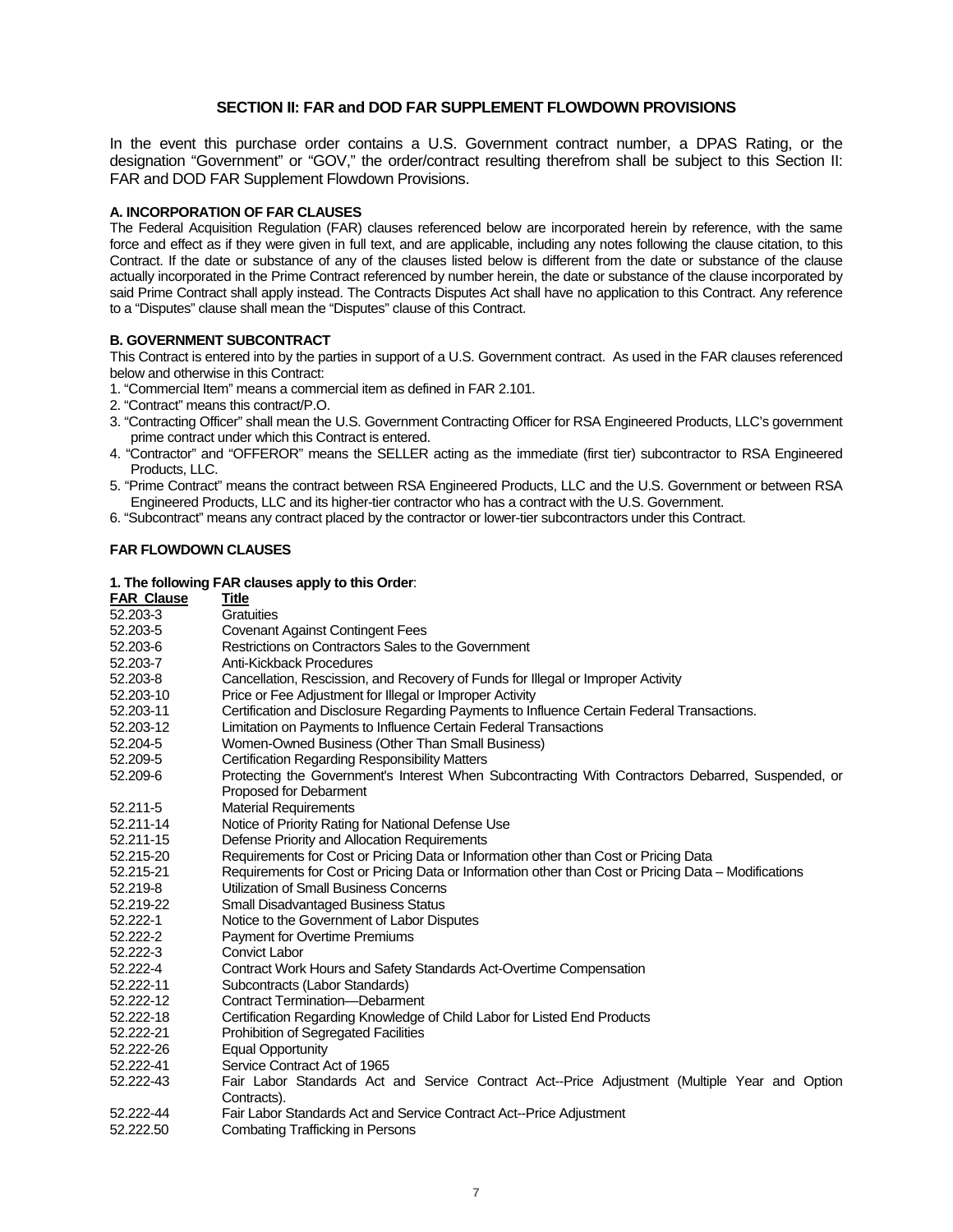## SECTION II: FAR and DOD FAR SUPPLEMENT FLOWDOWN PROVISIONS

In the event this purchase order contains a U.S. Government contract number, a DPAS Rating, or the designation "Government" or "GOV," the order/contract resulting therefrom shall be subject to this Section II: FAR and DOD FAR Supplement Flowdown Provisions.

### A. INCORPORATION OF FAR CLAUSES

The Federal Acquisition Regulation (FAR) clauses referenced below are incorporated herein by reference, with the same force and effect as if they were given in full text, and are applicable, including any notes following the clause citation, to this Contract. If the date or substance of any of the clauses listed below is different from the date or substance of the clause actually incorporated in the Prime Contract referenced by number herein, the date or substance of the clause incorporated by said Prime Contract shall apply instead. The Contracts Disputes Act shall have no application to this Contract. Any reference to a "Disputes" clause shall mean the "Disputes" clause of this Contract.

### B. GOVERNMENT SUBCONTRACT

This Contract is entered into by the parties in support of a U.S. Government contract. As used in the FAR clauses referenced below and otherwise in this Contract:

1. "Commercial Item" means a commercial item as defined in FAR 2.101.
2. "Contract" means this contract/P.O.
3. "Contracting Officer" shall mean the U.S. Government Contracting Officer for RSA Engineered Products, LLC's government prime contract under which this Contract is entered.
4. "Contractor" and "OFFEROR" means the SELLER acting as the immediate (first tier) subcontractor to RSA Engineered Products, LLC.
5. "Prime Contract" means the contract between RSA Engineered Products, LLC and the U.S. Government or between RSA Engineered Products, LLC and its higher-tier contractor who has a contract with the U.S. Government.
6. "Subcontract" means any contract placed by the contractor or lower-tier subcontractors under this Contract.

### FAR FLOWDOWN CLAUSES

**1. The following FAR clauses apply to this Order**:

| FAR Clause | Title |
|---|---|
| 52.203-3 | Gratuities |
| 52.203-5 | Covenant Against Contingent Fees |
| 52.203-6 | Restrictions on Contractors Sales to the Government |
| 52.203-7 | Anti-Kickback Procedures |
| 52.203-8 | Cancellation, Rescission, and Recovery of Funds for Illegal or Improper Activity |
| 52.203-10 | Price or Fee Adjustment for Illegal or Improper Activity |
| 52.203-11 | Certification and Disclosure Regarding Payments to Influence Certain Federal Transactions. |
| 52.203-12 | Limitation on Payments to Influence Certain Federal Transactions |
| 52.204-5 | Women-Owned Business (Other Than Small Business) |
| 52.209-5 | Certification Regarding Responsibility Matters |
| 52.209-6 | Protecting the Government's Interest When Subcontracting With Contractors Debarred, Suspended, or Proposed for Debarment |
| 52.211-5 | Material Requirements |
| 52.211-14 | Notice of Priority Rating for National Defense Use |
| 52.211-15 | Defense Priority and Allocation Requirements |
| 52.215-20 | Requirements for Cost or Pricing Data or Information other than Cost or Pricing Data |
| 52.215-21 | Requirements for Cost or Pricing Data or Information other than Cost or Pricing Data – Modifications |
| 52.219-8 | Utilization of Small Business Concerns |
| 52.219-22 | Small Disadvantaged Business Status |
| 52.222-1 | Notice to the Government of Labor Disputes |
| 52.222-2 | Payment for Overtime Premiums |
| 52.222-3 | Convict Labor |
| 52.222-4 | Contract Work Hours and Safety Standards Act-Overtime Compensation |
| 52.222-11 | Subcontracts (Labor Standards) |
| 52.222-12 | Contract Termination—Debarment |
| 52.222-18 | Certification Regarding Knowledge of Child Labor for Listed End Products |
| 52.222-21 | Prohibition of Segregated Facilities |
| 52.222-26 | Equal Opportunity |
| 52.222-41 | Service Contract Act of 1965 |
| 52.222-43 | Fair Labor Standards Act and Service Contract Act--Price Adjustment (Multiple Year and Option Contracts). |
| 52.222-44 | Fair Labor Standards Act and Service Contract Act--Price Adjustment |
| 52.222.50 | Combating Trafficking in Persons |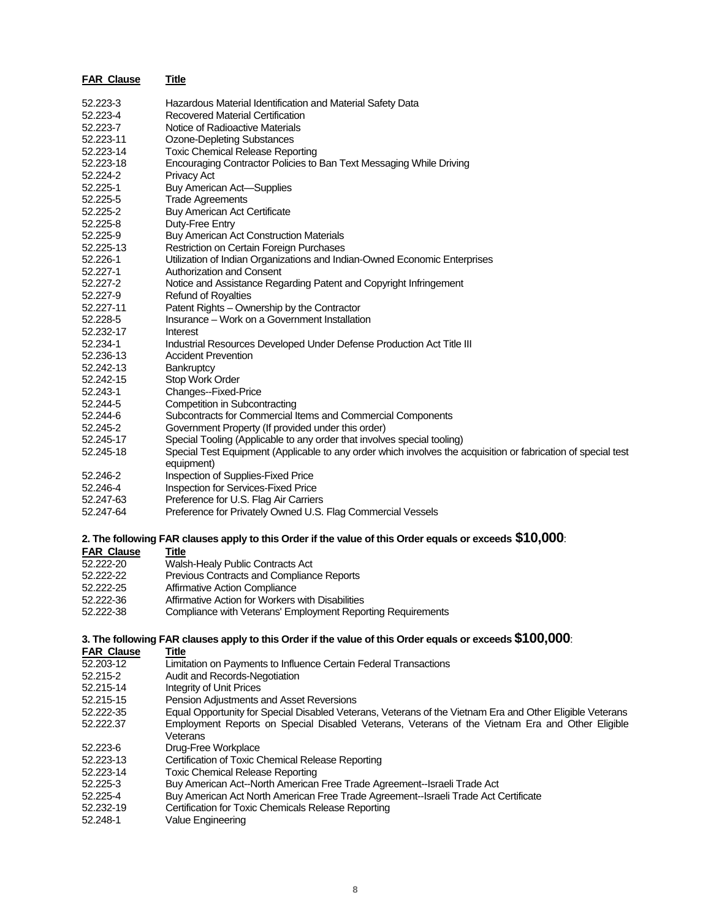| FAR Clause | Title |
|---|---|
| 52.223-3 | Hazardous Material Identification and Material Safety Data |
| 52.223-4 | Recovered Material Certification |
| 52.223-7 | Notice of Radioactive Materials |
| 52.223-11 | Ozone-Depleting Substances |
| 52.223-14 | Toxic Chemical Release Reporting |
| 52.223-18 | Encouraging Contractor Policies to Ban Text Messaging While Driving |
| 52.224-2 | Privacy Act |
| 52.225-1 | Buy American Act—Supplies |
| 52.225-5 | Trade Agreements |
| 52.225-2 | Buy American Act Certificate |
| 52.225-8 | Duty-Free Entry |
| 52.225-9 | Buy American Act Construction Materials |
| 52.225-13 | Restriction on Certain Foreign Purchases |
| 52.226-1 | Utilization of Indian Organizations and Indian-Owned Economic Enterprises |
| 52.227-1 | Authorization and Consent |
| 52.227-2 | Notice and Assistance Regarding Patent and Copyright Infringement |
| 52.227-9 | Refund of Royalties |
| 52.227-11 | Patent Rights – Ownership by the Contractor |
| 52.228-5 | Insurance – Work on a Government Installation |
| 52.232-17 | Interest |
| 52.234-1 | Industrial Resources Developed Under Defense Production Act Title III |
| 52.236-13 | Accident Prevention |
| 52.242-13 | Bankruptcy |
| 52.242-15 | Stop Work Order |
| 52.243-1 | Changes--Fixed-Price |
| 52.244-5 | Competition in Subcontracting |
| 52.244-6 | Subcontracts for Commercial Items and Commercial Components |
| 52.245-2 | Government Property (If provided under this order) |
| 52.245-17 | Special Tooling (Applicable to any order that involves special tooling) |
| 52.245-18 | Special Test Equipment (Applicable to any order which involves the acquisition or fabrication of special test equipment) |
| 52.246-2 | Inspection of Supplies-Fixed Price |
| 52.246-4 | Inspection for Services-Fixed Price |
| 52.247-63 | Preference for U.S. Flag Air Carriers |
| 52.247-64 | Preference for Privately Owned U.S. Flag Commercial Vessels |

**2. The following FAR clauses apply to this Order if the value of this Order equals or exceeds $10,000**:

| FAR Clause | Title |
|---|---|
| 52.222-20 | Walsh-Healy Public Contracts Act |
| 52.222-22 | Previous Contracts and Compliance Reports |
| 52.222-25 | Affirmative Action Compliance |
| 52.222-36 | Affirmative Action for Workers with Disabilities |
| 52.222-38 | Compliance with Veterans' Employment Reporting Requirements |

**3. The following FAR clauses apply to this Order if the value of this Order equals or exceeds $100,000**:

| FAR Clause | Title |
|---|---|
| 52.203-12 | Limitation on Payments to Influence Certain Federal Transactions |
| 52.215-2 | Audit and Records-Negotiation |
| 52.215-14 | Integrity of Unit Prices |
| 52.215-15 | Pension Adjustments and Asset Reversions |
| 52.222-35 | Equal Opportunity for Special Disabled Veterans, Veterans of the Vietnam Era and Other Eligible Veterans |
| 52.222.37 | Employment Reports on Special Disabled Veterans, Veterans of the Vietnam Era and Other Eligible Veterans |
| 52.223-6 | Drug-Free Workplace |
| 52.223-13 | Certification of Toxic Chemical Release Reporting |
| 52.223-14 | Toxic Chemical Release Reporting |
| 52.225-3 | Buy American Act--North American Free Trade Agreement--Israeli Trade Act |
| 52.225-4 | Buy American Act North American Free Trade Agreement--Israeli Trade Act Certificate |
| 52.232-19 | Certification for Toxic Chemicals Release Reporting |
| 52.248-1 | Value Engineering |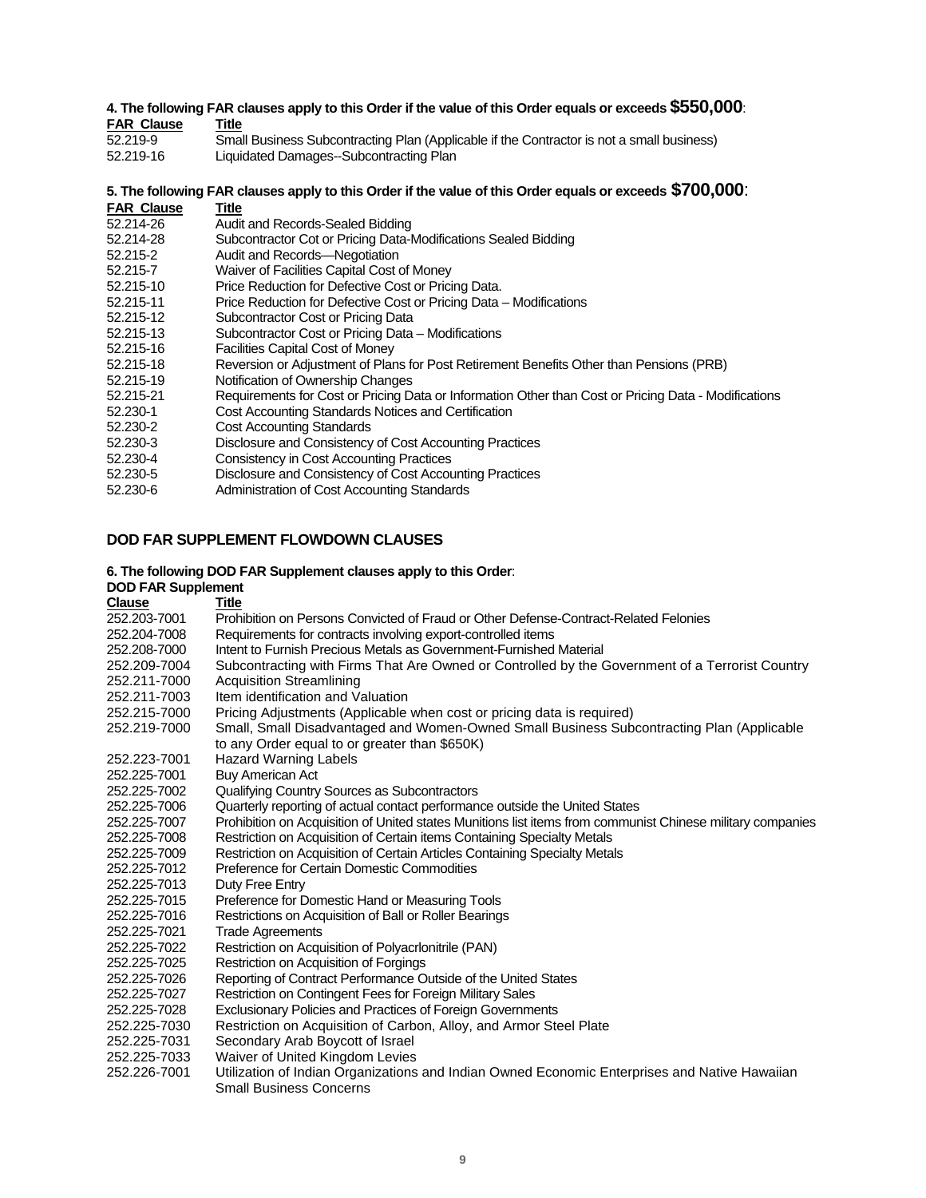**4. The following FAR clauses apply to this Order if the value of this Order equals or exceeds $550,000:**

| FAR Clause | Title |
|---|---|
| 52.219-9 | Small Business Subcontracting Plan (Applicable if the Contractor is not a small business) |
| 52.219-16 | Liquidated Damages--Subcontracting Plan |

**5. The following FAR clauses apply to this Order if the value of this Order equals or exceeds $700,000:**

| FAR Clause | Title |
|---|---|
| 52.214-26 | Audit and Records-Sealed Bidding |
| 52.214-28 | Subcontractor Cot or Pricing Data-Modifications Sealed Bidding |
| 52.215-2 | Audit and Records—Negotiation |
| 52.215-7 | Waiver of Facilities Capital Cost of Money |
| 52.215-10 | Price Reduction for Defective Cost or Pricing Data. |
| 52.215-11 | Price Reduction for Defective Cost or Pricing Data – Modifications |
| 52.215-12 | Subcontractor Cost or Pricing Data |
| 52.215-13 | Subcontractor Cost or Pricing Data – Modifications |
| 52.215-16 | Facilities Capital Cost of Money |
| 52.215-18 | Reversion or Adjustment of Plans for Post Retirement Benefits Other than Pensions (PRB) |
| 52.215-19 | Notification of Ownership Changes |
| 52.215-21 | Requirements for Cost or Pricing Data or Information Other than Cost or Pricing Data - Modifications |
| 52.230-1 | Cost Accounting Standards Notices and Certification |
| 52.230-2 | Cost Accounting Standards |
| 52.230-3 | Disclosure and Consistency of Cost Accounting Practices |
| 52.230-4 | Consistency in Cost Accounting Practices |
| 52.230-5 | Disclosure and Consistency of Cost Accounting Practices |
| 52.230-6 | Administration of Cost Accounting Standards |

## DOD FAR SUPPLEMENT FLOWDOWN CLAUSES

**6. The following DOD FAR Supplement clauses apply to this Order:**

| DOD FAR Supplement Clause | Title |
|---|---|
| 252.203-7001 | Prohibition on Persons Convicted of Fraud or Other Defense-Contract-Related Felonies |
| 252.204-7008 | Requirements for contracts involving export-controlled items |
| 252.208-7000 | Intent to Furnish Precious Metals as Government-Furnished Material |
| 252.209-7004 | Subcontracting with Firms That Are Owned or Controlled by the Government of a Terrorist Country |
| 252.211-7000 | Acquisition Streamlining |
| 252.211-7003 | Item identification and Valuation |
| 252.215-7000 | Pricing Adjustments (Applicable when cost or pricing data is required) |
| 252.219-7000 | Small, Small Disadvantaged and Women-Owned Small Business Subcontracting Plan (Applicable to any Order equal to or greater than $650K) |
| 252.223-7001 | Hazard Warning Labels |
| 252.225-7001 | Buy American Act |
| 252.225-7002 | Qualifying Country Sources as Subcontractors |
| 252.225-7006 | Quarterly reporting of actual contact performance outside the United States |
| 252.225-7007 | Prohibition on Acquisition of United states Munitions list items from communist Chinese military companies |
| 252.225-7008 | Restriction on Acquisition of Certain items Containing Specialty Metals |
| 252.225-7009 | Restriction on Acquisition of Certain Articles Containing Specialty Metals |
| 252.225-7012 | Preference for Certain Domestic Commodities |
| 252.225-7013 | Duty Free Entry |
| 252.225-7015 | Preference for Domestic Hand or Measuring Tools |
| 252.225-7016 | Restrictions on Acquisition of Ball or Roller Bearings |
| 252.225-7021 | Trade Agreements |
| 252.225-7022 | Restriction on Acquisition of Polyacrlonitrile (PAN) |
| 252.225-7025 | Restriction on Acquisition of Forgings |
| 252.225-7026 | Reporting of Contract Performance Outside of the United States |
| 252.225-7027 | Restriction on Contingent Fees for Foreign Military Sales |
| 252.225-7028 | Exclusionary Policies and Practices of Foreign Governments |
| 252.225-7030 | Restriction on Acquisition of Carbon, Alloy, and Armor Steel Plate |
| 252.225-7031 | Secondary Arab Boycott of Israel |
| 252.225-7033 | Waiver of United Kingdom Levies |
| 252.226-7001 | Utilization of Indian Organizations and Indian Owned Economic Enterprises and Native Hawaiian Small Business Concerns |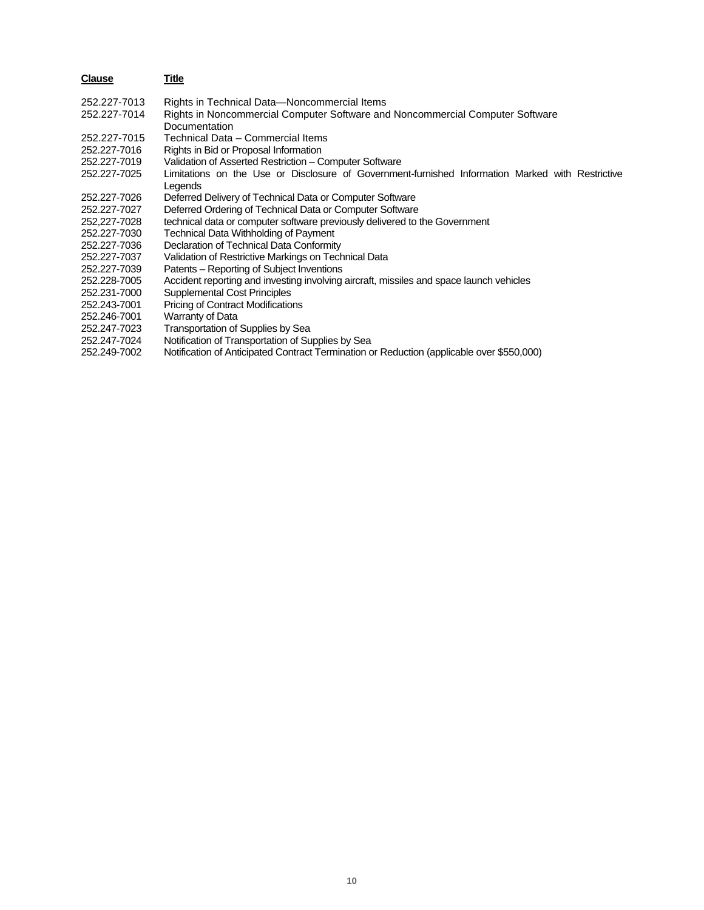| Clause | Title |
|---|---|
| 252.227-7013 | Rights in Technical Data—Noncommercial Items |
| 252.227-7014 | Rights in Noncommercial Computer Software and Noncommercial Computer Software Documentation |
| 252.227-7015 | Technical Data – Commercial Items |
| 252.227-7016 | Rights in Bid or Proposal Information |
| 252.227-7019 | Validation of Asserted Restriction – Computer Software |
| 252.227-7025 | Limitations on the Use or Disclosure of Government-furnished Information Marked with Restrictive Legends |
| 252.227-7026 | Deferred Delivery of Technical Data or Computer Software |
| 252.227-7027 | Deferred Ordering of Technical Data or Computer Software |
| 252,227-7028 | technical data or computer software previously delivered to the Government |
| 252.227-7030 | Technical Data Withholding of Payment |
| 252.227-7036 | Declaration of Technical Data Conformity |
| 252.227-7037 | Validation of Restrictive Markings on Technical Data |
| 252.227-7039 | Patents – Reporting of Subject Inventions |
| 252.228-7005 | Accident reporting and investing involving aircraft, missiles and space launch vehicles |
| 252.231-7000 | Supplemental Cost Principles |
| 252.243-7001 | Pricing of Contract Modifications |
| 252.246-7001 | Warranty of Data |
| 252.247-7023 | Transportation of Supplies by Sea |
| 252.247-7024 | Notification of Transportation of Supplies by Sea |
| 252.249-7002 | Notification of Anticipated Contract Termination or Reduction (applicable over $550,000) |